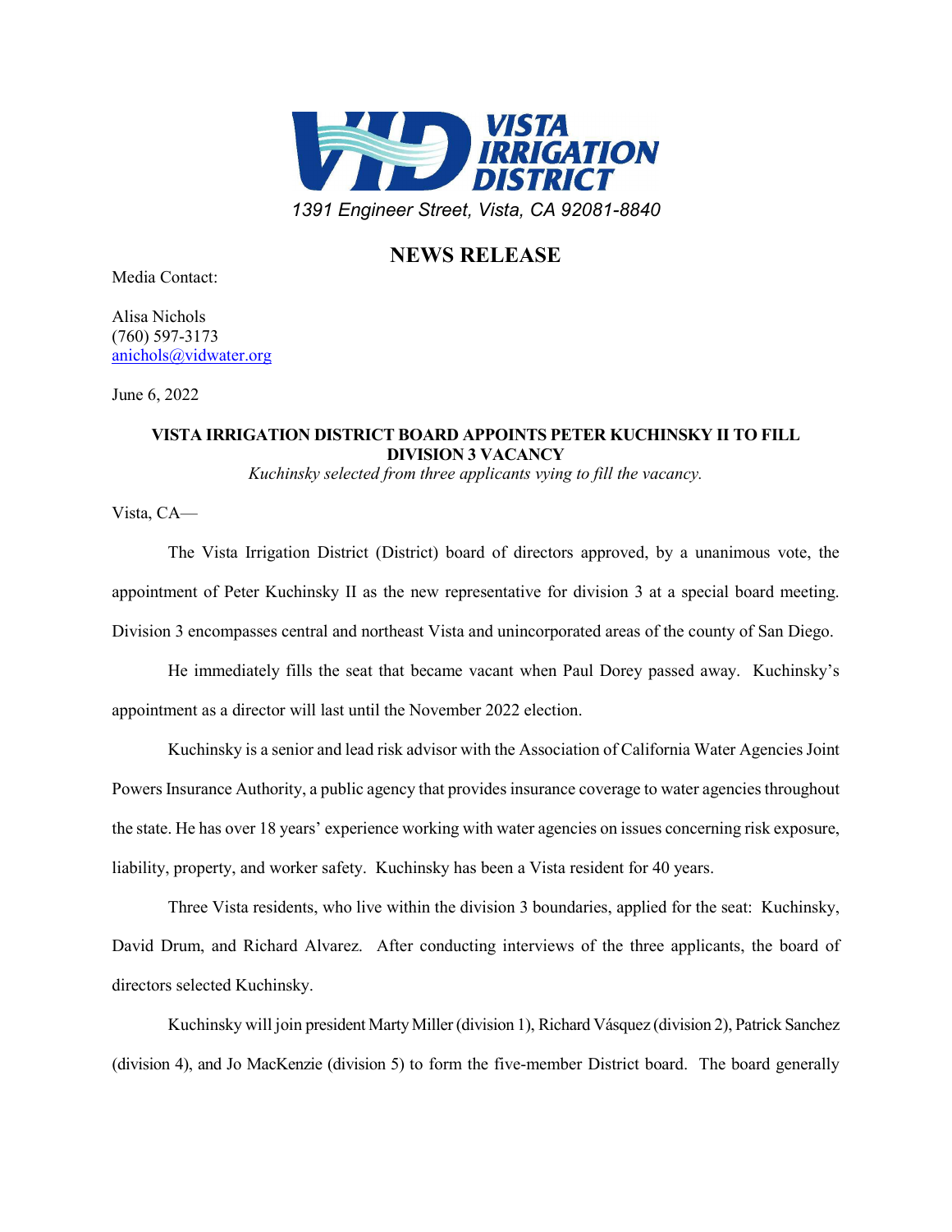**VISTA IRRIGATION DISTRICT**

*1391 Engineer Street, Vista, CA 92081-8840*

# NEWS RELEASE

Media Contact:

Alisa Nichols
(760) 597-3173
anichols@vidwater.org

June 6, 2022

## VISTA IRRIGATION DISTRICT BOARD APPOINTS PETER KUCHINSKY II TO FILL DIVISION 3 VACANCY

*Kuchinsky selected from three applicants vying to fill the vacancy.*

Vista, CA—

The Vista Irrigation District (District) board of directors approved, by a unanimous vote, the appointment of Peter Kuchinsky II as the new representative for division 3 at a special board meeting. Division 3 encompasses central and northeast Vista and unincorporated areas of the county of San Diego.

He immediately fills the seat that became vacant when Paul Dorey passed away. Kuchinsky's appointment as a director will last until the November 2022 election.

Kuchinsky is a senior and lead risk advisor with the Association of California Water Agencies Joint Powers Insurance Authority, a public agency that provides insurance coverage to water agencies throughout the state. He has over 18 years' experience working with water agencies on issues concerning risk exposure, liability, property, and worker safety. Kuchinsky has been a Vista resident for 40 years.

Three Vista residents, who live within the division 3 boundaries, applied for the seat: Kuchinsky, David Drum, and Richard Alvarez. After conducting interviews of the three applicants, the board of directors selected Kuchinsky.

Kuchinsky will join president Marty Miller (division 1), Richard Vásquez (division 2), Patrick Sanchez (division 4), and Jo MacKenzie (division 5) to form the five-member District board. The board generally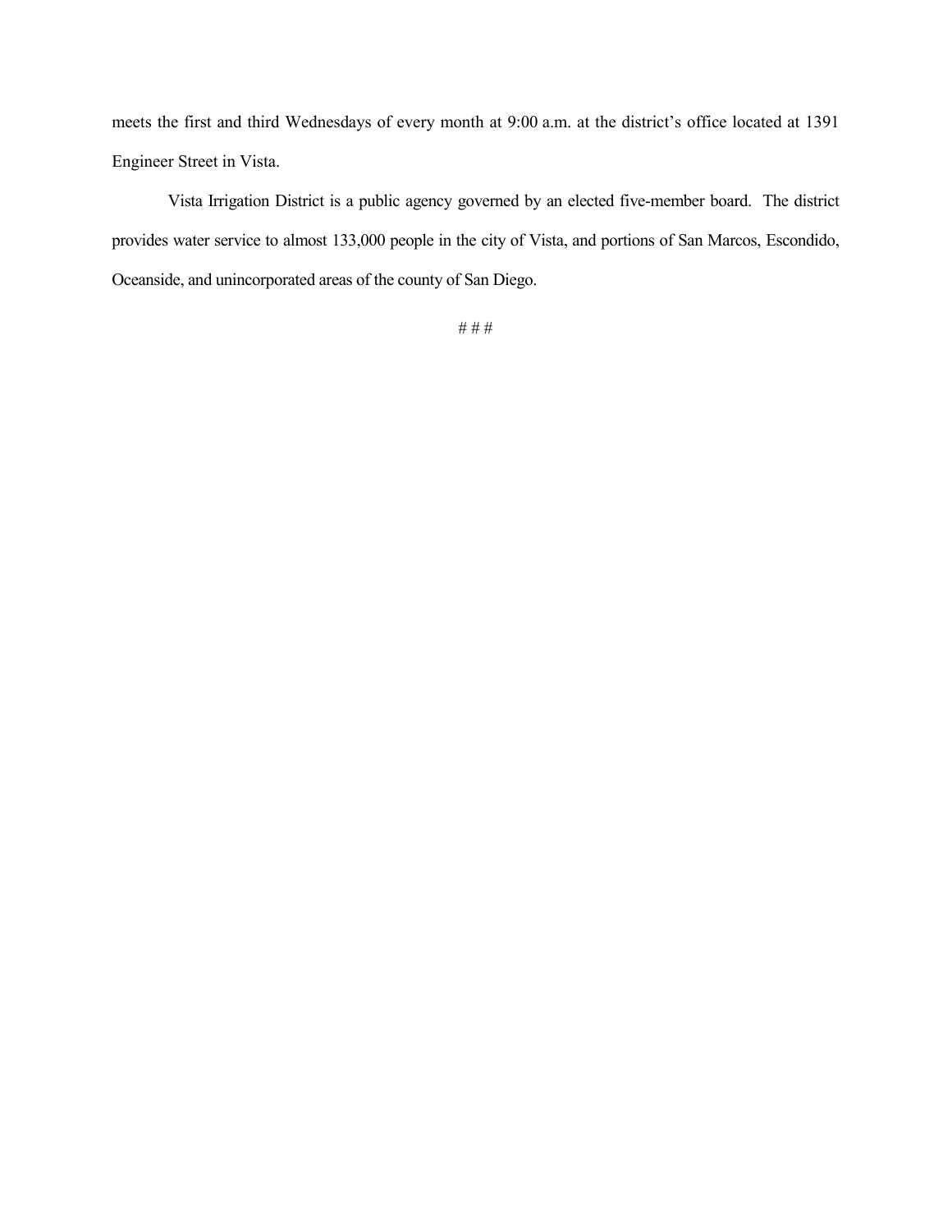meets the first and third Wednesdays of every month at 9:00 a.m. at the district's office located at 1391 Engineer Street in Vista.

Vista Irrigation District is a public agency governed by an elected five-member board. The district provides water service to almost 133,000 people in the city of Vista, and portions of San Marcos, Escondido, Oceanside, and unincorporated areas of the county of San Diego.

# # #